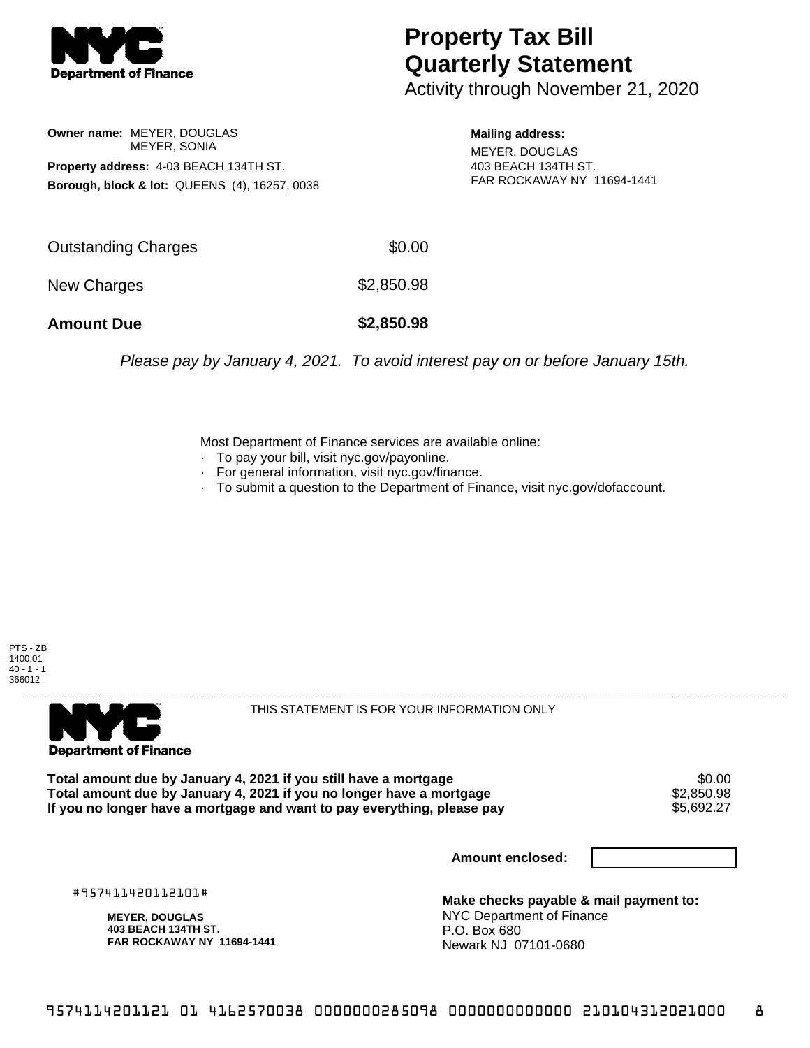**NYC Department of Finance**

# Property Tax Bill Quarterly Statement

Activity through November 21, 2020

**Owner name:** MEYER, DOUGLAS
MEYER, SONIA

**Property address:** 4-03 BEACH 134TH ST.

**Borough, block & lot:** QUEENS (4), 16257, 0038

**Mailing address:**
MEYER, DOUGLAS
403 BEACH 134TH ST.
FAR ROCKAWAY NY 11694-1441

| | |
|---|---|
| Outstanding Charges | $0.00 |
| New Charges | $2,850.98 |
| **Amount Due** | **$2,850.98** |

*Please pay by January 4, 2021. To avoid interest pay on or before January 15th.*

Most Department of Finance services are available online:
- To pay your bill, visit nyc.gov/payonline.
- For general information, visit nyc.gov/finance.
- To submit a question to the Department of Finance, visit nyc.gov/dofaccount.

PTS - ZB
1400.01
40 - 1 - 1
366012

---

**NYC Department of Finance**

THIS STATEMENT IS FOR YOUR INFORMATION ONLY

| | |
|---|---|
| **Total amount due by January 4, 2021 if you still have a mortgage** | $0.00 |
| **Total amount due by January 4, 2021 if you no longer have a mortgage** | $2,850.98 |
| **If you no longer have a mortgage and want to pay everything, please pay** | $5,692.27 |

**Amount enclosed:**

#957411420112101#

**MEYER, DOUGLAS**
**403 BEACH 134TH ST.**
**FAR ROCKAWAY NY 11694-1441**

**Make checks payable & mail payment to:**
NYC Department of Finance
P.O. Box 680
Newark NJ 07101-0680

9574114201121 01 4162570038 0000000285098 0000000000000 210104312021000 8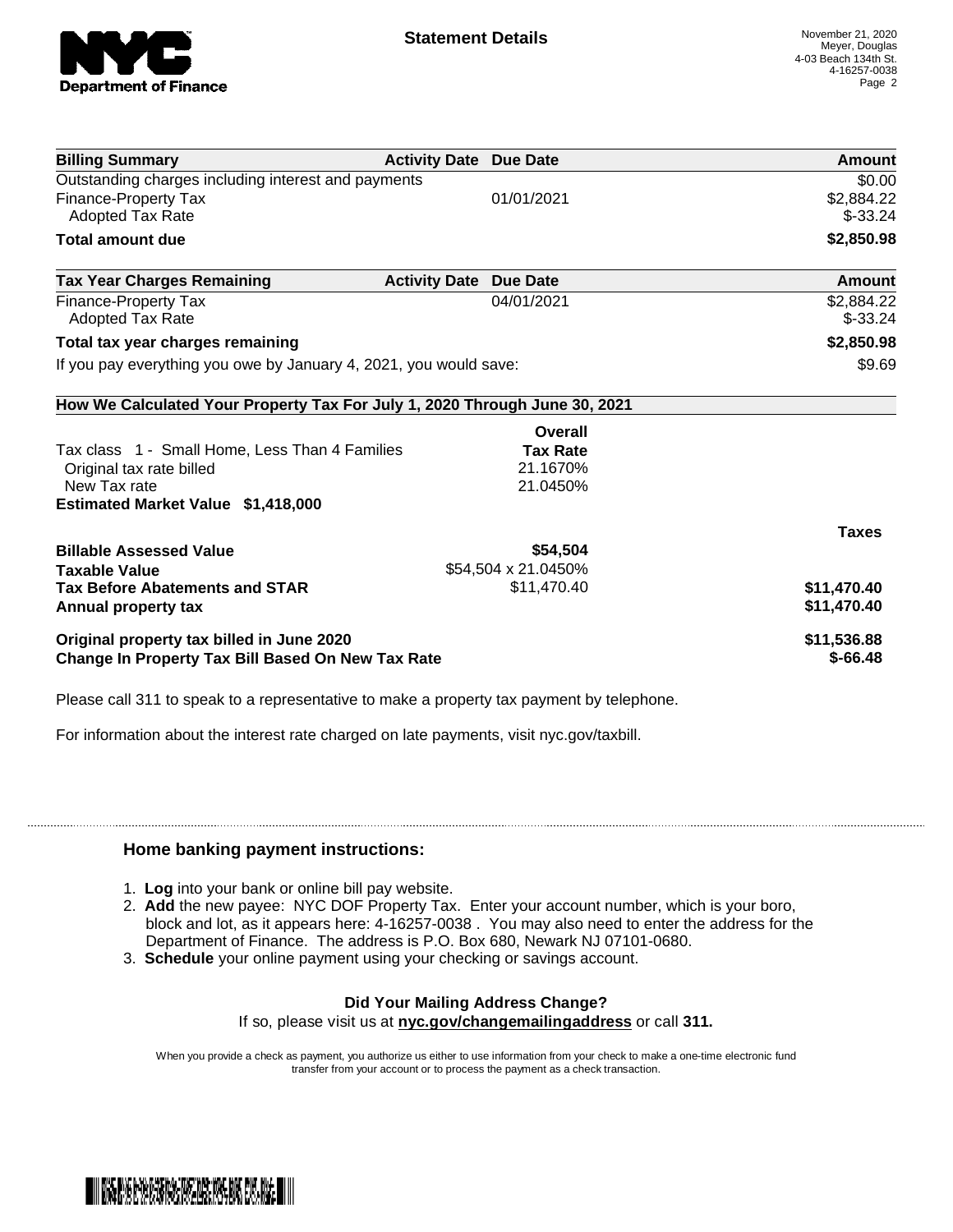## Statement Details

November 21, 2020
Meyer, Douglas
4-03 Beach 134th St.
4-16257-0038

| Billing Summary | Activity Date | Due Date | Amount |
|---|---|---|---|
| Outstanding charges including interest and payments | | | $0.00 |
| Finance-Property Tax | | 01/01/2021 | $2,884.22 |
| Adopted Tax Rate | | | $-33.24 |
| **Total amount due** | | | **$2,850.98** |

| Tax Year Charges Remaining | Activity Date | Due Date | Amount |
|---|---|---|---|
| Finance-Property Tax | | 04/01/2021 | $2,884.22 |
| Adopted Tax Rate | | | $-33.24 |
| **Total tax year charges remaining** | | | **$2,850.98** |
| If you pay everything you owe by January 4, 2021, you would save: | | | $9.69 |

### How We Calculated Your Property Tax For July 1, 2020 Through June 30, 2021

| | Overall Tax Rate | |
|---|---|---|
| Tax class 1 - Small Home, Less Than 4 Families | | |
| Original tax rate billed | 21.1670% | |
| New Tax rate | 21.0450% | |
| **Estimated Market Value $1,418,000** | | |

| | | Taxes |
|---|---|---|
| **Billable Assessed Value** | **$54,504** | |
| **Taxable Value** | $54,504 x 21.0450% | |
| **Tax Before Abatements and STAR** | $11,470.40 | **$11,470.40** |
| **Annual property tax** | | **$11,470.40** |
| **Original property tax billed in June 2020** | | **$11,536.88** |
| **Change In Property Tax Bill Based On New Tax Rate** | | **$-66.48** |

Please call 311 to speak to a representative to make a property tax payment by telephone.

For information about the interest rate charged on late payments, visit nyc.gov/taxbill.

### Home banking payment instructions:

1. **Log** into your bank or online bill pay website.
2. **Add** the new payee: NYC DOF Property Tax. Enter your account number, which is your boro, block and lot, as it appears here: 4-16257-0038 . You may also need to enter the address for the Department of Finance. The address is P.O. Box 680, Newark NJ 07101-0680.
3. **Schedule** your online payment using your checking or savings account.

**Did Your Mailing Address Change?**

If so, please visit us at **nyc.gov/changemailingaddress** or call **311.**

When you provide a check as payment, you authorize us either to use information from your check to make a one-time electronic fund transfer from your account or to process the payment as a check transaction.